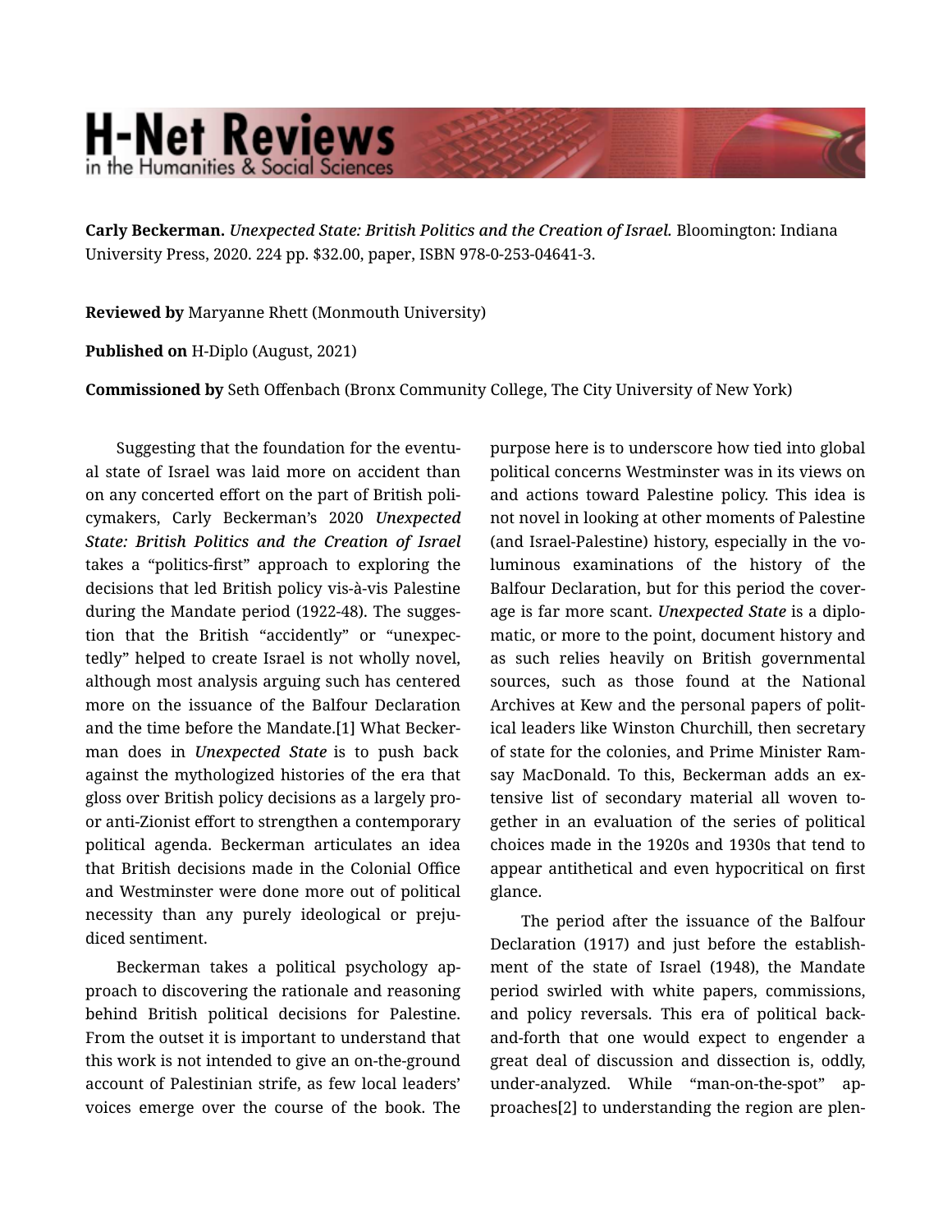# H-Net Reviews in the Humanities & Social Sciences

**Carly Beckerman.** *Unexpected State: British Politics and the Creation of Israel.* Bloomington: Indiana University Press, 2020. 224 pp. $32.00, paper, ISBN 978-0-253-04641-3.

**Reviewed by** Maryanne Rhett (Monmouth University)

**Published on** H-Diplo (August, 2021)

**Commissioned by** Seth Offenbach (Bronx Community College, The City University of New York)

Suggesting that the foundation for the eventual state of Israel was laid more on accident than on any concerted effort on the part of British policymakers, Carly Beckerman's 2020 *Unexpected State: British Politics and the Creation of Israel* takes a "politics-first" approach to exploring the decisions that led British policy vis-à-vis Palestine during the Mandate period (1922-48). The suggestion that the British "accidently" or "unexpectedly" helped to create Israel is not wholly novel, although most analysis arguing such has centered more on the issuance of the Balfour Declaration and the time before the Mandate.[1] What Beckerman does in *Unexpected State* is to push back against the mythologized histories of the era that gloss over British policy decisions as a largely pro- or anti-Zionist effort to strengthen a contemporary political agenda. Beckerman articulates an idea that British decisions made in the Colonial Office and Westminster were done more out of political necessity than any purely ideological or prejudiced sentiment.

Beckerman takes a political psychology approach to discovering the rationale and reasoning behind British political decisions for Palestine. From the outset it is important to understand that this work is not intended to give an on-the-ground account of Palestinian strife, as few local leaders' voices emerge over the course of the book. The purpose here is to underscore how tied into global political concerns Westminster was in its views on and actions toward Palestine policy. This idea is not novel in looking at other moments of Palestine (and Israel-Palestine) history, especially in the voluminous examinations of the history of the Balfour Declaration, but for this period the coverage is far more scant. *Unexpected State* is a diplomatic, or more to the point, document history and as such relies heavily on British governmental sources, such as those found at the National Archives at Kew and the personal papers of political leaders like Winston Churchill, then secretary of state for the colonies, and Prime Minister Ramsay MacDonald. To this, Beckerman adds an extensive list of secondary material all woven together in an evaluation of the series of political choices made in the 1920s and 1930s that tend to appear antithetical and even hypocritical on first glance.

The period after the issuance of the Balfour Declaration (1917) and just before the establishment of the state of Israel (1948), the Mandate period swirled with white papers, commissions, and policy reversals. This era of political back-and-forth that one would expect to engender a great deal of discussion and dissection is, oddly, under-analyzed. While "man-on-the-spot" approaches[2] to understanding the region are plen-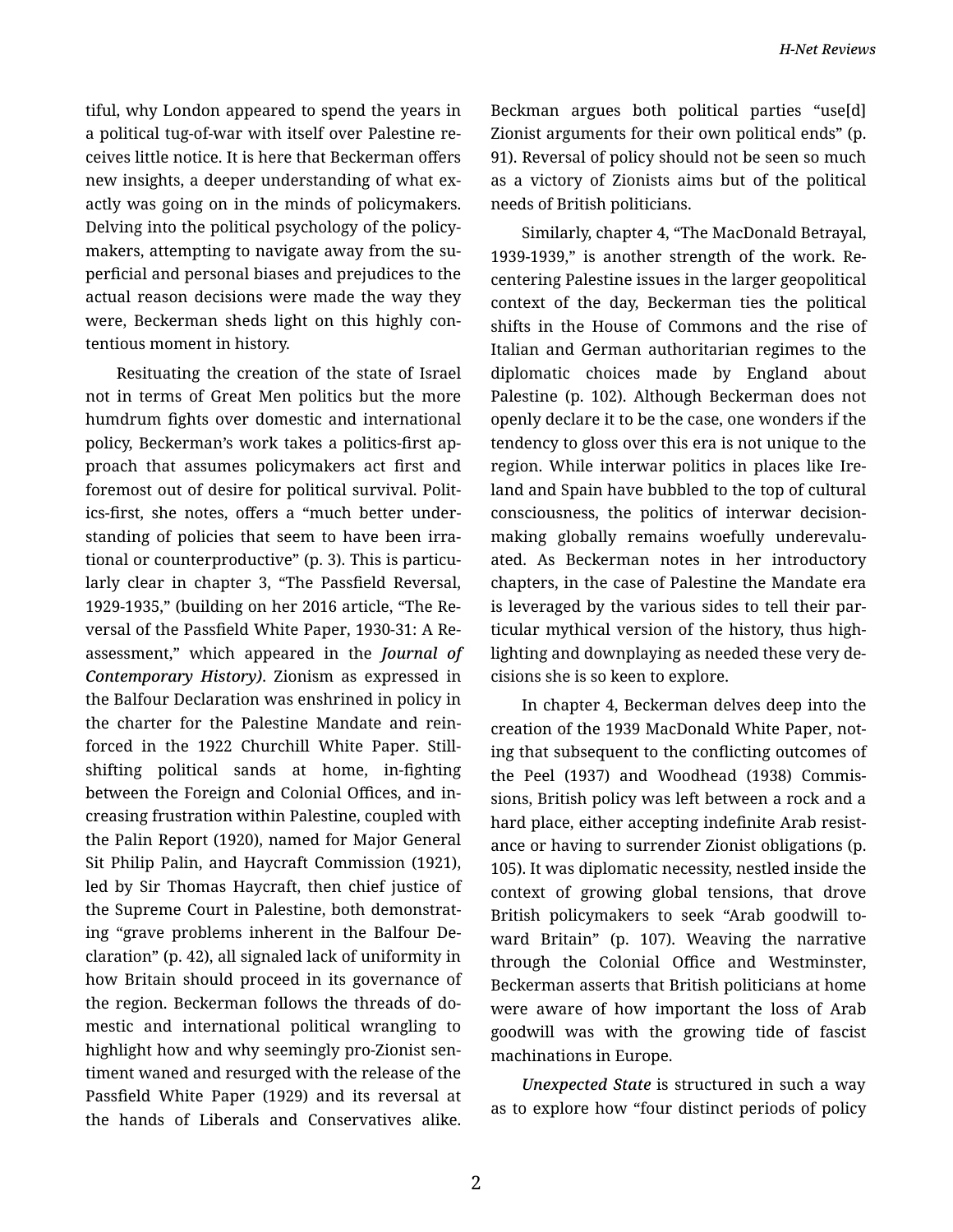tiful, why London appeared to spend the years in a political tug-of-war with itself over Palestine receives little notice. It is here that Beckerman offers new insights, a deeper understanding of what exactly was going on in the minds of policymakers. Delving into the political psychology of the policymakers, attempting to navigate away from the superficial and personal biases and prejudices to the actual reason decisions were made the way they were, Beckerman sheds light on this highly contentious moment in history.

Resituating the creation of the state of Israel not in terms of Great Men politics but the more humdrum fights over domestic and international policy, Beckerman's work takes a politics-first approach that assumes policymakers act first and foremost out of desire for political survival. Politics-first, she notes, offers a "much better understanding of policies that seem to have been irrational or counterproductive" (p. 3). This is particularly clear in chapter 3, "The Passfield Reversal, 1929-1935," (building on her 2016 article, "The Reversal of the Passfield White Paper, 1930-31: A Reassessment," which appeared in the ***Journal of Contemporary History)***. Zionism as expressed in the Balfour Declaration was enshrined in policy in the charter for the Palestine Mandate and reinforced in the 1922 Churchill White Paper. Still-shifting political sands at home, in-fighting between the Foreign and Colonial Offices, and increasing frustration within Palestine, coupled with the Palin Report (1920), named for Major General Sit Philip Palin, and Haycraft Commission (1921), led by Sir Thomas Haycraft, then chief justice of the Supreme Court in Palestine, both demonstrating "grave problems inherent in the Balfour Declaration" (p. 42), all signaled lack of uniformity in how Britain should proceed in its governance of the region. Beckerman follows the threads of domestic and international political wrangling to highlight how and why seemingly pro-Zionist sentiment waned and resurged with the release of the Passfield White Paper (1929) and its reversal at the hands of Liberals and Conservatives alike. Beckman argues both political parties "use[d] Zionist arguments for their own political ends" (p. 91). Reversal of policy should not be seen so much as a victory of Zionists aims but of the political needs of British politicians.

Similarly, chapter 4, "The MacDonald Betrayal, 1939-1939," is another strength of the work. Recentering Palestine issues in the larger geopolitical context of the day, Beckerman ties the political shifts in the House of Commons and the rise of Italian and German authoritarian regimes to the diplomatic choices made by England about Palestine (p. 102). Although Beckerman does not openly declare it to be the case, one wonders if the tendency to gloss over this era is not unique to the region. While interwar politics in places like Ireland and Spain have bubbled to the top of cultural consciousness, the politics of interwar decision-making globally remains woefully underevaluated. As Beckerman notes in her introductory chapters, in the case of Palestine the Mandate era is leveraged by the various sides to tell their particular mythical version of the history, thus highlighting and downplaying as needed these very decisions she is so keen to explore.

In chapter 4, Beckerman delves deep into the creation of the 1939 MacDonald White Paper, noting that subsequent to the conflicting outcomes of the Peel (1937) and Woodhead (1938) Commissions, British policy was left between a rock and a hard place, either accepting indefinite Arab resistance or having to surrender Zionist obligations (p. 105). It was diplomatic necessity, nestled inside the context of growing global tensions, that drove British policymakers to seek "Arab goodwill toward Britain" (p. 107). Weaving the narrative through the Colonial Office and Westminster, Beckerman asserts that British politicians at home were aware of how important the loss of Arab goodwill was with the growing tide of fascist machinations in Europe.

*Unexpected State* is structured in such a way as to explore how "four distinct periods of policy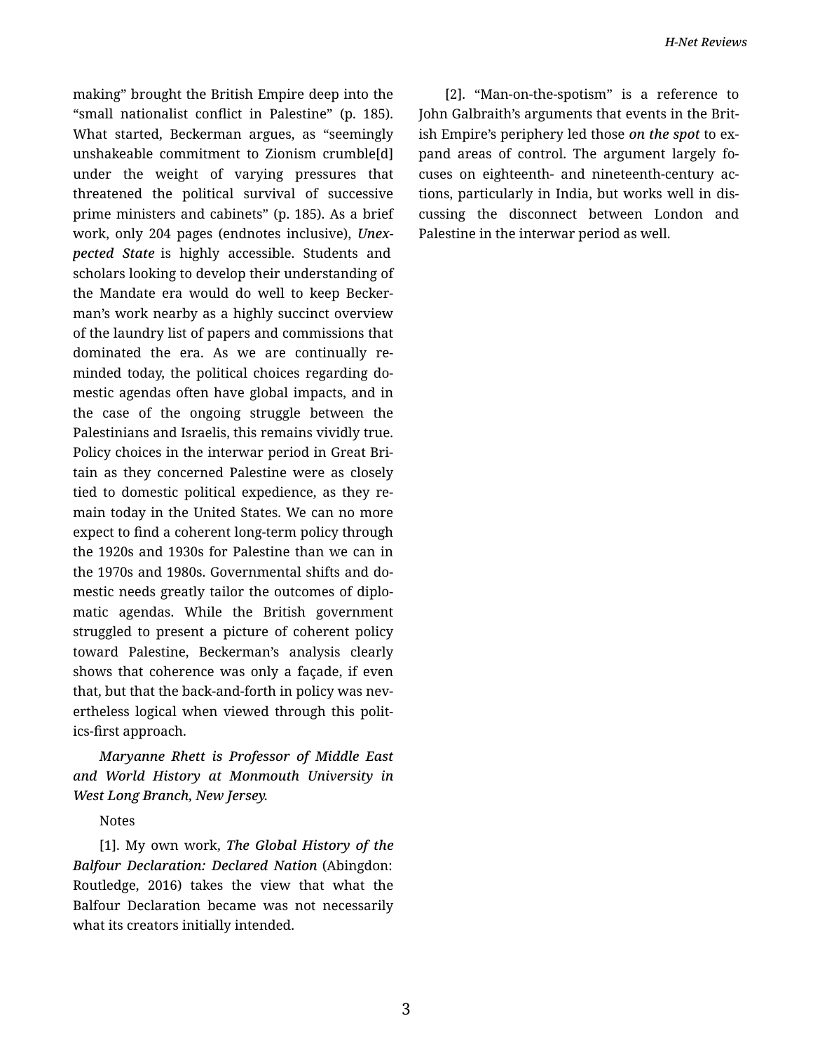making" brought the British Empire deep into the "small nationalist conflict in Palestine" (p. 185). What started, Beckerman argues, as "seemingly unshakeable commitment to Zionism crumble[d] under the weight of varying pressures that threatened the political survival of successive prime ministers and cabinets" (p. 185). As a brief work, only 204 pages (endnotes inclusive), *Unexpected State* is highly accessible. Students and scholars looking to develop their understanding of the Mandate era would do well to keep Beckerman's work nearby as a highly succinct overview of the laundry list of papers and commissions that dominated the era. As we are continually reminded today, the political choices regarding domestic agendas often have global impacts, and in the case of the ongoing struggle between the Palestinians and Israelis, this remains vividly true. Policy choices in the interwar period in Great Britain as they concerned Palestine were as closely tied to domestic political expedience, as they remain today in the United States. We can no more expect to find a coherent long-term policy through the 1920s and 1930s for Palestine than we can in the 1970s and 1980s. Governmental shifts and domestic needs greatly tailor the outcomes of diplomatic agendas. While the British government struggled to present a picture of coherent policy toward Palestine, Beckerman's analysis clearly shows that coherence was only a façade, if even that, but that the back-and-forth in policy was nevertheless logical when viewed through this politics-first approach.

*Maryanne Rhett is Professor of Middle East and World History at Monmouth University in West Long Branch, New Jersey.*

Notes

[1]. My own work, *The Global History of the Balfour Declaration: Declared Nation* (Abingdon: Routledge, 2016) takes the view that what the Balfour Declaration became was not necessarily what its creators initially intended.

[2]. "Man-on-the-spotism" is a reference to John Galbraith's arguments that events in the British Empire's periphery led those *on the spot* to expand areas of control. The argument largely focuses on eighteenth- and nineteenth-century actions, particularly in India, but works well in discussing the disconnect between London and Palestine in the interwar period as well.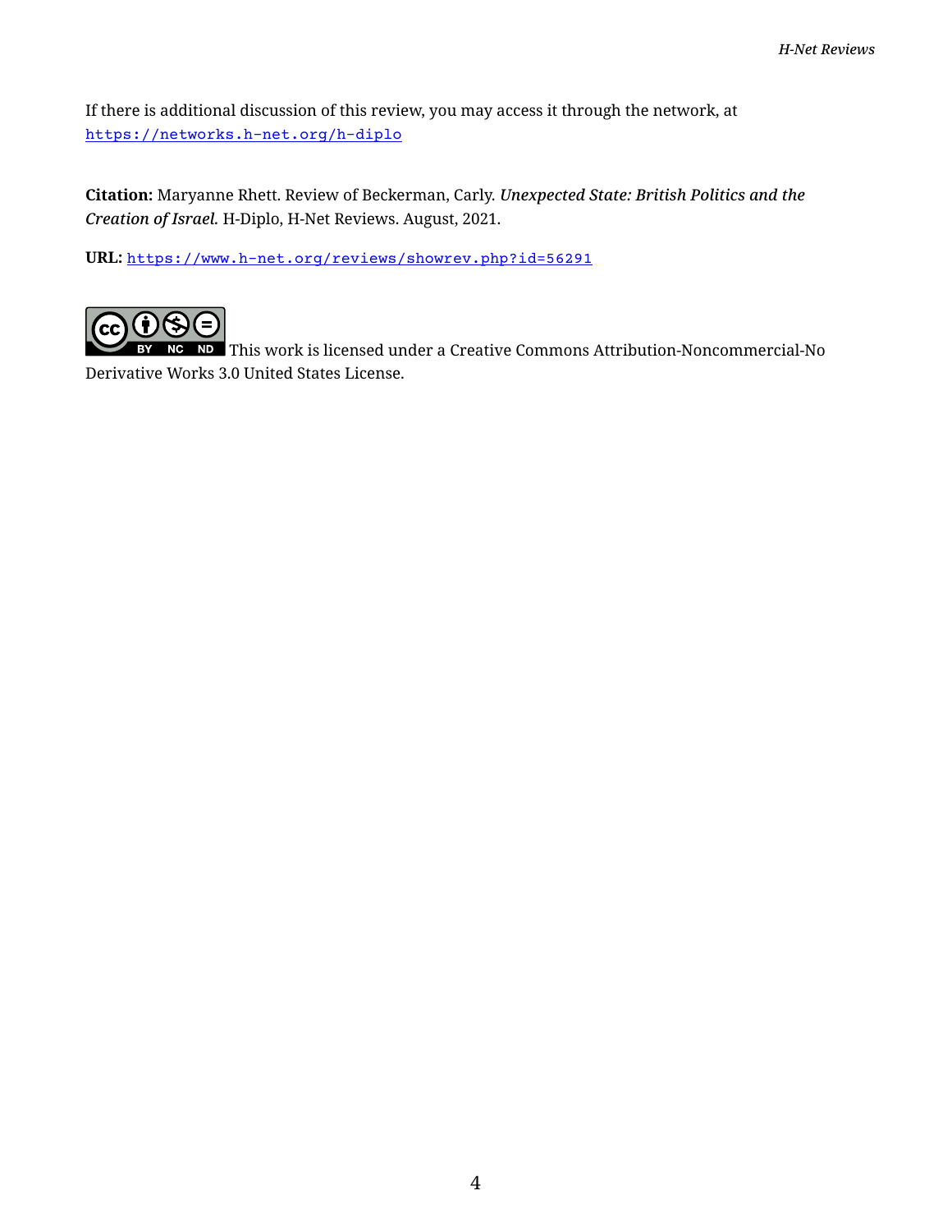If there is additional discussion of this review, you may access it through the network, at https://networks.h-net.org/h-diplo

**Citation:** Maryanne Rhett. Review of Beckerman, Carly. *Unexpected State: British Politics and the Creation of Israel.* H-Diplo, H-Net Reviews. August, 2021.

**URL:** https://www.h-net.org/reviews/showrev.php?id=56291

This work is licensed under a Creative Commons Attribution-Noncommercial-No Derivative Works 3.0 United States License.